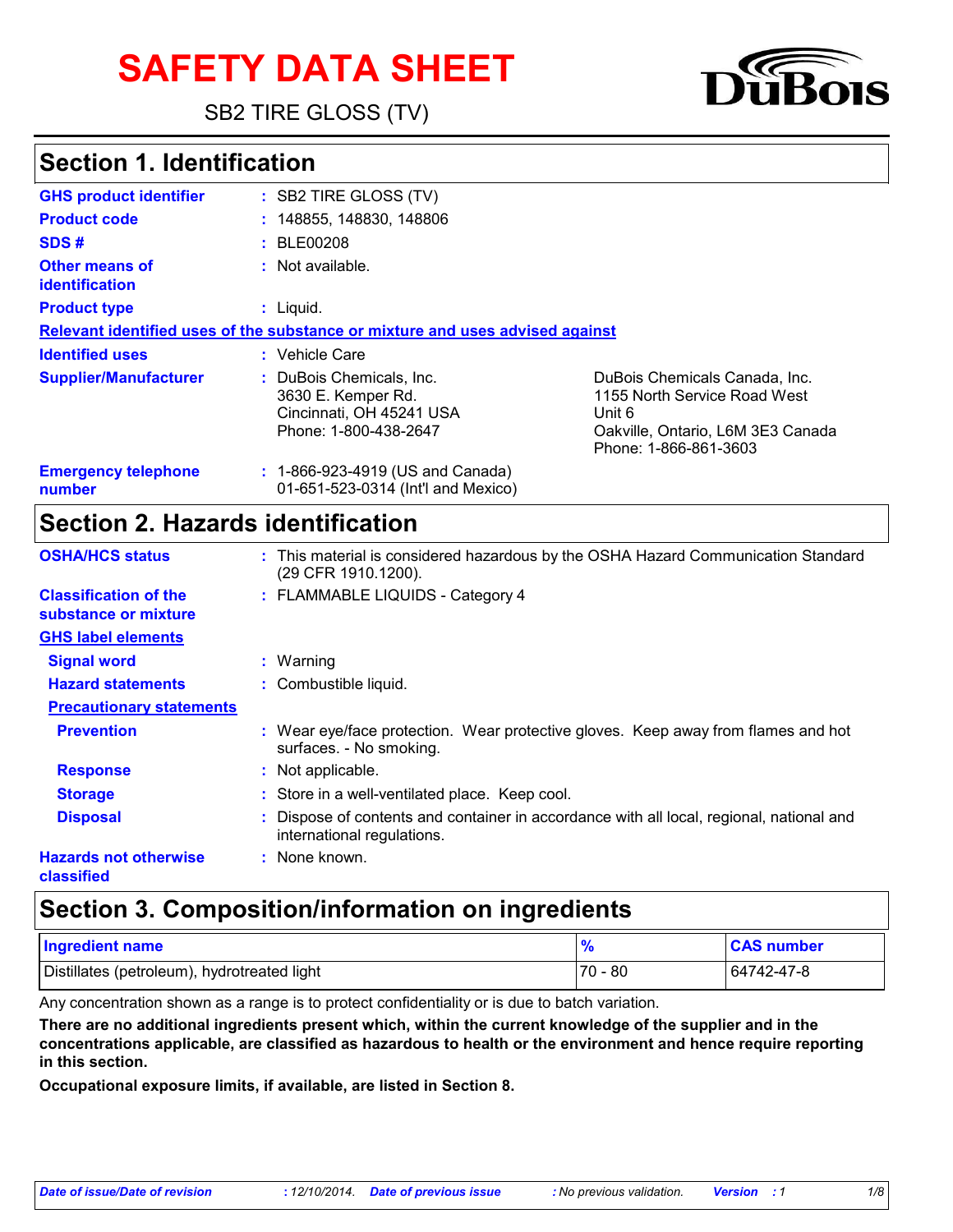# SAFETY DATA SHEET

SB2 TIRE GLOSS (TV)

DuBois

## Section 1. Identification

| | | |
|---|---|---|
| **GHS product identifier** | : SB2 TIRE GLOSS (TV) | |
| **Product code** | : 148855, 148830, 148806 | |
| **SDS #** | : BLE00208 | |
| **Other means of identification** | : Not available. | |
| **Product type** | : Liquid. | |

**Relevant identified uses of the substance or mixture and uses advised against**

| | | |
|---|---|---|
| **Identified uses** | : Vehicle Care | |
| **Supplier/Manufacturer** | : DuBois Chemicals, Inc.<br>3630 E. Kemper Rd.<br>Cincinnati, OH 45241 USA<br>Phone: 1-800-438-2647 | DuBois Chemicals Canada, Inc.<br>1155 North Service Road West<br>Unit 6<br>Oakville, Ontario, L6M 3E3 Canada<br>Phone: 1-866-861-3603 |
| **Emergency telephone number** | : 1-866-923-4919 (US and Canada)<br>01-651-523-0314 (Int'l and Mexico) | |

## Section 2. Hazards identification

**OSHA/HCS status** : This material is considered hazardous by the OSHA Hazard Communication Standard (29 CFR 1910.1200).

**Classification of the substance or mixture** : FLAMMABLE LIQUIDS - Category 4

**GHS label elements**

**Signal word** : Warning

**Hazard statements** : Combustible liquid.

**Precautionary statements**

**Prevention** : Wear eye/face protection. Wear protective gloves. Keep away from flames and hot surfaces. - No smoking.

**Response** : Not applicable.

**Storage** : Store in a well-ventilated place. Keep cool.

**Disposal** : Dispose of contents and container in accordance with all local, regional, national and international regulations.

**Hazards not otherwise classified** : None known.

## Section 3. Composition/information on ingredients

| Ingredient name | % | CAS number |
|---|---|---|
| Distillates (petroleum), hydrotreated light | 70 - 80 | 64742-47-8 |

Any concentration shown as a range is to protect confidentiality or is due to batch variation.

**There are no additional ingredients present which, within the current knowledge of the supplier and in the concentrations applicable, are classified as hazardous to health or the environment and hence require reporting in this section.**

**Occupational exposure limits, if available, are listed in Section 8.**

*Date of issue/Date of revision* : 12/10/2014. *Date of previous issue* : No previous validation. *Version* : 1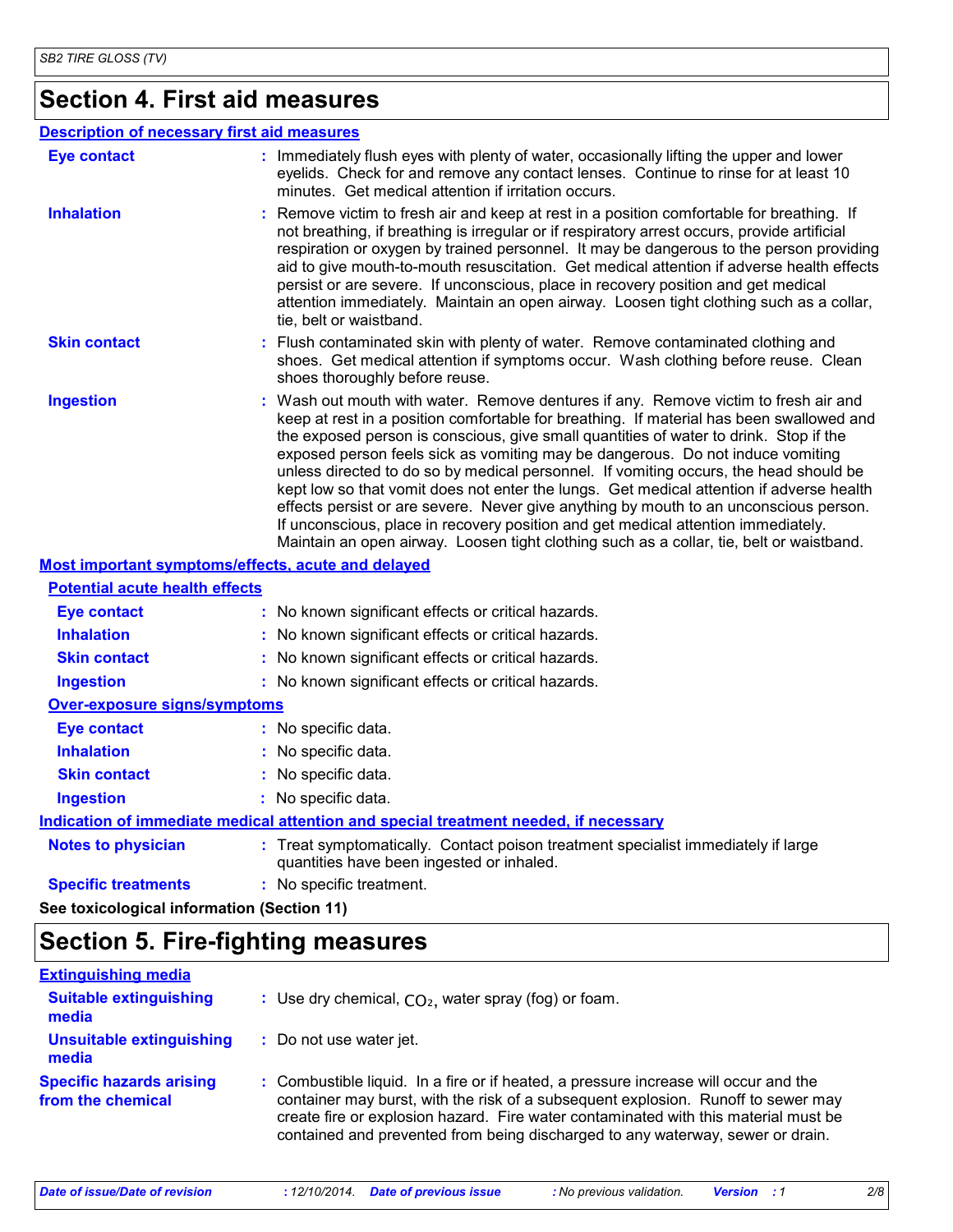## Section 4. First aid measures

### Description of necessary first aid measures

**Eye contact** : Immediately flush eyes with plenty of water, occasionally lifting the upper and lower eyelids. Check for and remove any contact lenses. Continue to rinse for at least 10 minutes. Get medical attention if irritation occurs.

**Inhalation** : Remove victim to fresh air and keep at rest in a position comfortable for breathing. If not breathing, if breathing is irregular or if respiratory arrest occurs, provide artificial respiration or oxygen by trained personnel. It may be dangerous to the person providing aid to give mouth-to-mouth resuscitation. Get medical attention if adverse health effects persist or are severe. If unconscious, place in recovery position and get medical attention immediately. Maintain an open airway. Loosen tight clothing such as a collar, tie, belt or waistband.

**Skin contact** : Flush contaminated skin with plenty of water. Remove contaminated clothing and shoes. Get medical attention if symptoms occur. Wash clothing before reuse. Clean shoes thoroughly before reuse.

**Ingestion** : Wash out mouth with water. Remove dentures if any. Remove victim to fresh air and keep at rest in a position comfortable for breathing. If material has been swallowed and the exposed person is conscious, give small quantities of water to drink. Stop if the exposed person feels sick as vomiting may be dangerous. Do not induce vomiting unless directed to do so by medical personnel. If vomiting occurs, the head should be kept low so that vomit does not enter the lungs. Get medical attention if adverse health effects persist or are severe. Never give anything by mouth to an unconscious person. If unconscious, place in recovery position and get medical attention immediately. Maintain an open airway. Loosen tight clothing such as a collar, tie, belt or waistband.

### Most important symptoms/effects, acute and delayed

**Potential acute health effects**

**Eye contact** : No known significant effects or critical hazards.

**Inhalation** : No known significant effects or critical hazards.

**Skin contact** : No known significant effects or critical hazards.

**Ingestion** : No known significant effects or critical hazards.

**Over-exposure signs/symptoms**

**Eye contact** : No specific data.

**Inhalation** : No specific data.

**Skin contact** : No specific data.

**Ingestion** : No specific data.

### Indication of immediate medical attention and special treatment needed, if necessary

**Notes to physician** : Treat symptomatically. Contact poison treatment specialist immediately if large quantities have been ingested or inhaled.

**Specific treatments** : No specific treatment.

**See toxicological information (Section 11)**

## Section 5. Fire-fighting measures

### Extinguishing media

**Suitable extinguishing media** : Use dry chemical, $CO_2$, water spray (fog) or foam.

**Unsuitable extinguishing media** : Do not use water jet.

**Specific hazards arising from the chemical** : Combustible liquid. In a fire or if heated, a pressure increase will occur and the container may burst, with the risk of a subsequent explosion. Runoff to sewer may create fire or explosion hazard. Fire water contaminated with this material must be contained and prevented from being discharged to any waterway, sewer or drain.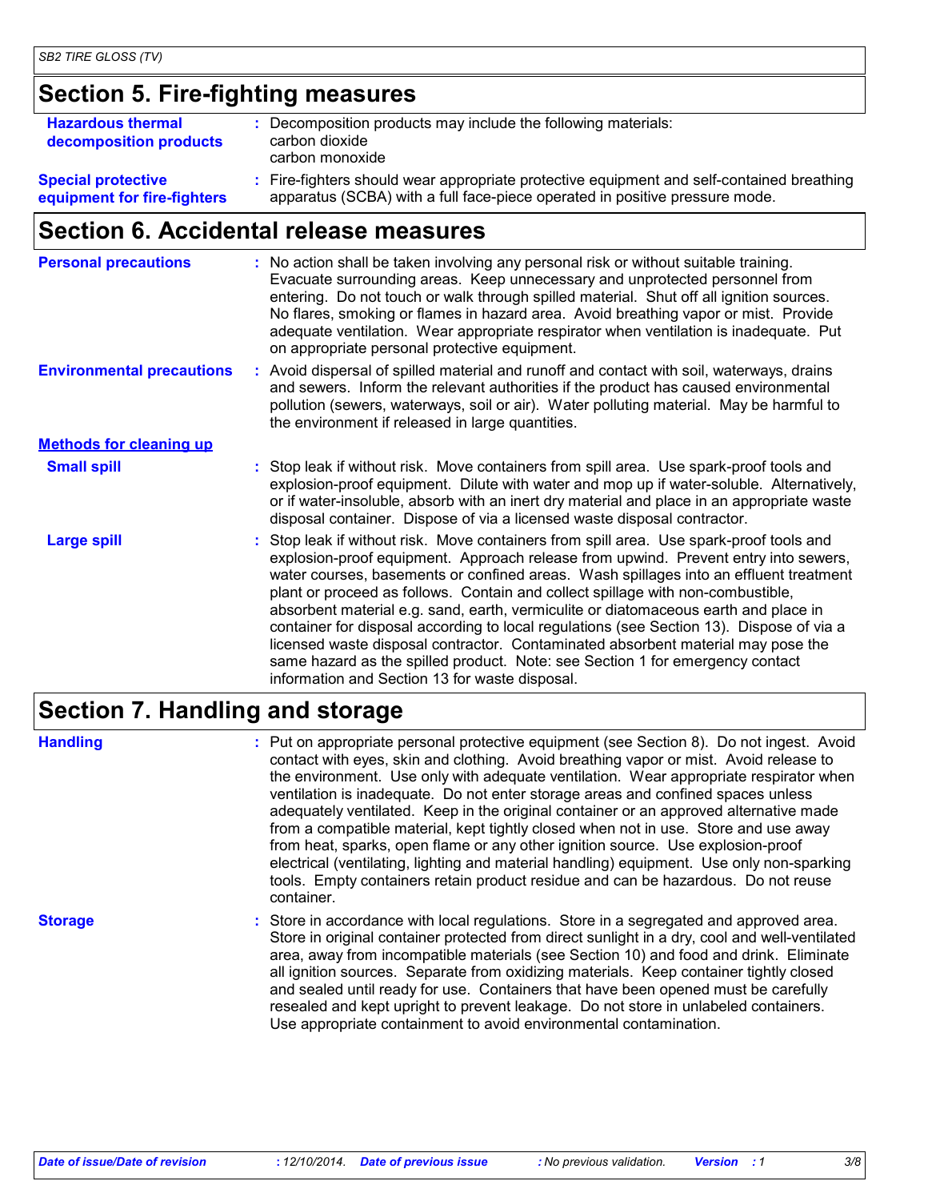## Section 5. Fire-fighting measures

**Hazardous thermal decomposition products** : Decomposition products may include the following materials:
carbon dioxide
carbon monoxide

**Special protective equipment for fire-fighters** : Fire-fighters should wear appropriate protective equipment and self-contained breathing apparatus (SCBA) with a full face-piece operated in positive pressure mode.

## Section 6. Accidental release measures

**Personal precautions** : No action shall be taken involving any personal risk or without suitable training. Evacuate surrounding areas. Keep unnecessary and unprotected personnel from entering. Do not touch or walk through spilled material. Shut off all ignition sources. No flares, smoking or flames in hazard area. Avoid breathing vapor or mist. Provide adequate ventilation. Wear appropriate respirator when ventilation is inadequate. Put on appropriate personal protective equipment.

**Environmental precautions** : Avoid dispersal of spilled material and runoff and contact with soil, waterways, drains and sewers. Inform the relevant authorities if the product has caused environmental pollution (sewers, waterways, soil or air). Water polluting material. May be harmful to the environment if released in large quantities.

**Methods for cleaning up**

**Small spill** : Stop leak if without risk. Move containers from spill area. Use spark-proof tools and explosion-proof equipment. Dilute with water and mop up if water-soluble. Alternatively, or if water-insoluble, absorb with an inert dry material and place in an appropriate waste disposal container. Dispose of via a licensed waste disposal contractor.

**Large spill** : Stop leak if without risk. Move containers from spill area. Use spark-proof tools and explosion-proof equipment. Approach release from upwind. Prevent entry into sewers, water courses, basements or confined areas. Wash spillages into an effluent treatment plant or proceed as follows. Contain and collect spillage with non-combustible, absorbent material e.g. sand, earth, vermiculite or diatomaceous earth and place in container for disposal according to local regulations (see Section 13). Dispose of via a licensed waste disposal contractor. Contaminated absorbent material may pose the same hazard as the spilled product. Note: see Section 1 for emergency contact information and Section 13 for waste disposal.

## Section 7. Handling and storage

**Handling** : Put on appropriate personal protective equipment (see Section 8). Do not ingest. Avoid contact with eyes, skin and clothing. Avoid breathing vapor or mist. Avoid release to the environment. Use only with adequate ventilation. Wear appropriate respirator when ventilation is inadequate. Do not enter storage areas and confined spaces unless adequately ventilated. Keep in the original container or an approved alternative made from a compatible material, kept tightly closed when not in use. Store and use away from heat, sparks, open flame or any other ignition source. Use explosion-proof electrical (ventilating, lighting and material handling) equipment. Use only non-sparking tools. Empty containers retain product residue and can be hazardous. Do not reuse container.

**Storage** : Store in accordance with local regulations. Store in a segregated and approved area. Store in original container protected from direct sunlight in a dry, cool and well-ventilated area, away from incompatible materials (see Section 10) and food and drink. Eliminate all ignition sources. Separate from oxidizing materials. Keep container tightly closed and sealed until ready for use. Containers that have been opened must be carefully resealed and kept upright to prevent leakage. Do not store in unlabeled containers. Use appropriate containment to avoid environmental contamination.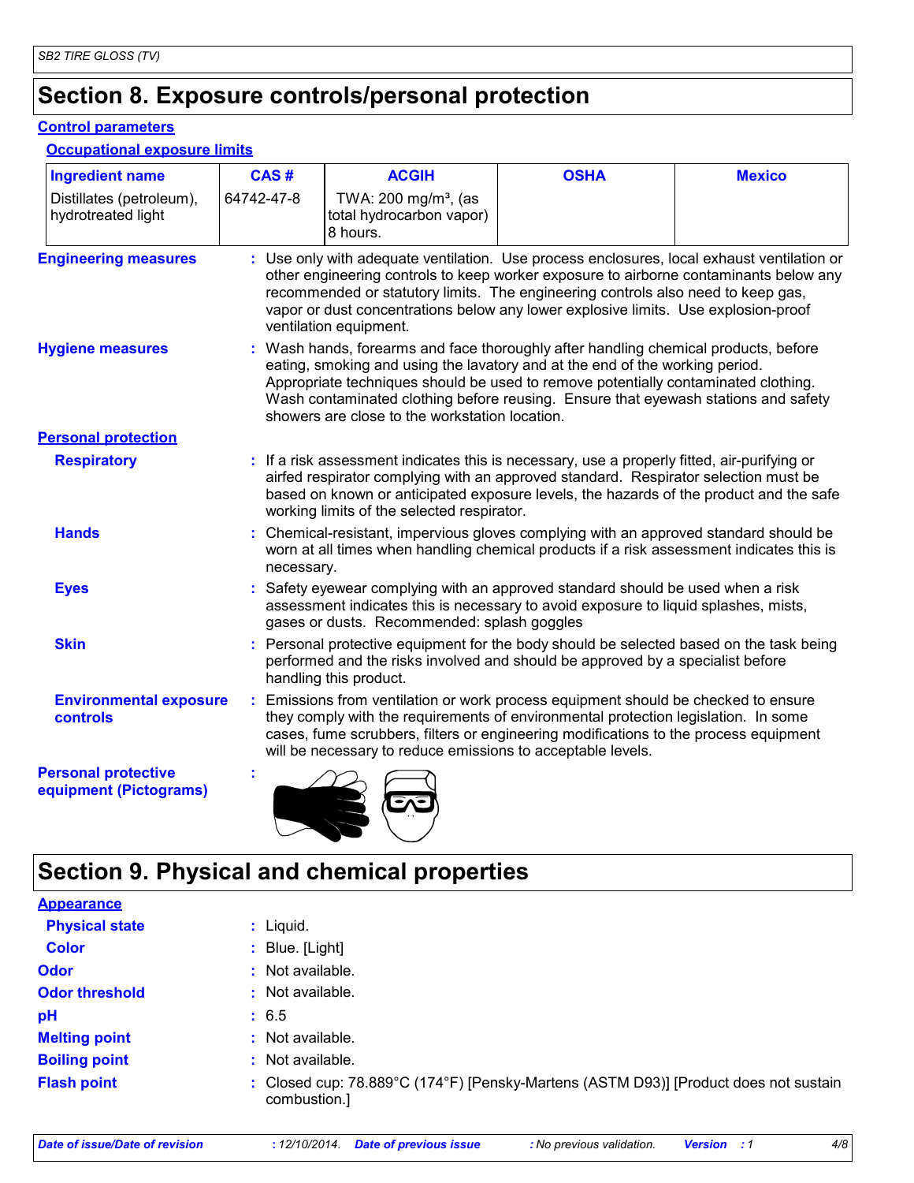# Section 8. Exposure controls/personal protection

## Control parameters

### Occupational exposure limits

| Ingredient name | CAS # | ACGIH | OSHA | Mexico |
|---|---|---|---|---|
| Distillates (petroleum), hydrotreated light | 64742-47-8 | TWA: 200 mg/m³, (as total hydrocarbon vapor) 8 hours. | | |

**Engineering measures** : Use only with adequate ventilation. Use process enclosures, local exhaust ventilation or other engineering controls to keep worker exposure to airborne contaminants below any recommended or statutory limits. The engineering controls also need to keep gas, vapor or dust concentrations below any lower explosive limits. Use explosion-proof ventilation equipment.

**Hygiene measures** : Wash hands, forearms and face thoroughly after handling chemical products, before eating, smoking and using the lavatory and at the end of the working period. Appropriate techniques should be used to remove potentially contaminated clothing. Wash contaminated clothing before reusing. Ensure that eyewash stations and safety showers are close to the workstation location.

## Personal protection

**Respiratory** : If a risk assessment indicates this is necessary, use a properly fitted, air-purifying or airfed respirator complying with an approved standard. Respirator selection must be based on known or anticipated exposure levels, the hazards of the product and the safe working limits of the selected respirator.

**Hands** : Chemical-resistant, impervious gloves complying with an approved standard should be worn at all times when handling chemical products if a risk assessment indicates this is necessary.

**Eyes** : Safety eyewear complying with an approved standard should be used when a risk assessment indicates this is necessary to avoid exposure to liquid splashes, mists, gases or dusts. Recommended: splash goggles

**Skin** : Personal protective equipment for the body should be selected based on the task being performed and the risks involved and should be approved by a specialist before handling this product.

**Environmental exposure controls** : Emissions from ventilation or work process equipment should be checked to ensure they comply with the requirements of environmental protection legislation. In some cases, fume scrubbers, filters or engineering modifications to the process equipment will be necessary to reduce emissions to acceptable levels.

**Personal protective equipment (Pictograms)** :

# Section 9. Physical and chemical properties

## Appearance

**Physical state** : Liquid.

**Color** : Blue. [Light]

**Odor** : Not available.

**Odor threshold** : Not available.

**pH** : 6.5

**Melting point** : Not available.

**Boiling point** : Not available.

**Flash point** : Closed cup: 78.889°C (174°F) [Pensky-Martens (ASTM D93)] [Product does not sustain combustion.]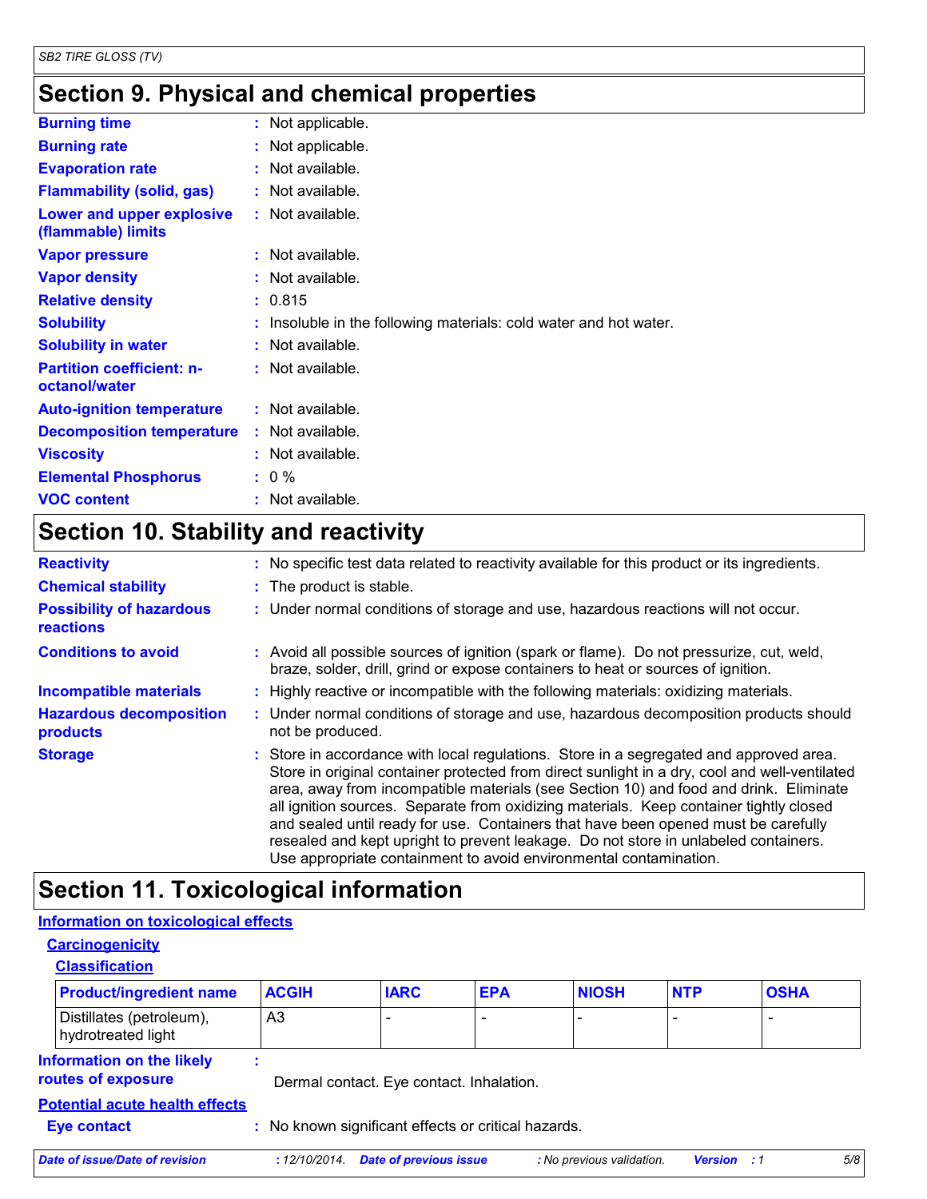## Section 9. Physical and chemical properties

**Burning time** : Not applicable.

**Burning rate** : Not applicable.

**Evaporation rate** : Not available.

**Flammability (solid, gas)** : Not available.

**Lower and upper explosive (flammable) limits** : Not available.

**Vapor pressure** : Not available.

**Vapor density** : Not available.

**Relative density** : 0.815

**Solubility** : Insoluble in the following materials: cold water and hot water.

**Solubility in water** : Not available.

**Partition coefficient: n-octanol/water** : Not available.

**Auto-ignition temperature** : Not available.

**Decomposition temperature** : Not available.

**Viscosity** : Not available.

**Elemental Phosphorus** : 0 %

**VOC content** : Not available.

## Section 10. Stability and reactivity

**Reactivity** : No specific test data related to reactivity available for this product or its ingredients.

**Chemical stability** : The product is stable.

**Possibility of hazardous reactions** : Under normal conditions of storage and use, hazardous reactions will not occur.

**Conditions to avoid** : Avoid all possible sources of ignition (spark or flame). Do not pressurize, cut, weld, braze, solder, drill, grind or expose containers to heat or sources of ignition.

**Incompatible materials** : Highly reactive or incompatible with the following materials: oxidizing materials.

**Hazardous decomposition products** : Under normal conditions of storage and use, hazardous decomposition products should not be produced.

**Storage** : Store in accordance with local regulations. Store in a segregated and approved area. Store in original container protected from direct sunlight in a dry, cool and well-ventilated area, away from incompatible materials (see Section 10) and food and drink. Eliminate all ignition sources. Separate from oxidizing materials. Keep container tightly closed and sealed until ready for use. Containers that have been opened must be carefully resealed and kept upright to prevent leakage. Do not store in unlabeled containers. Use appropriate containment to avoid environmental contamination.

## Section 11. Toxicological information

### Information on toxicological effects

#### Carcinogenicity

##### Classification

| Product/ingredient name | ACGIH | IARC | EPA | NIOSH | NTP | OSHA |
|---|---|---|---|---|---|---|
| Distillates (petroleum), hydrotreated light | A3 | - | - | - | - | - |

**Information on the likely routes of exposure** : Dermal contact. Eye contact. Inhalation.

**Potential acute health effects**

**Eye contact** : No known significant effects or critical hazards.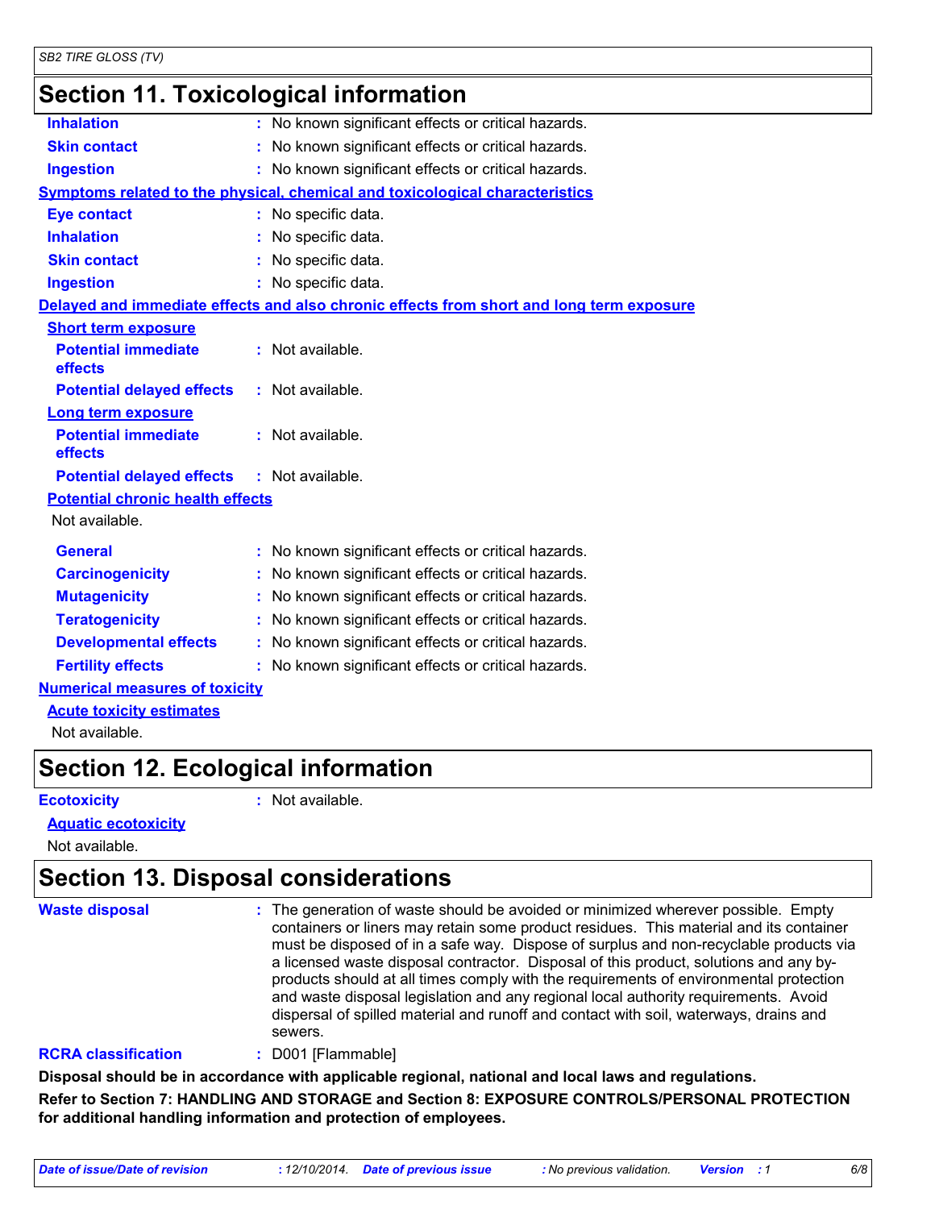## Section 11. Toxicological information

**Inhalation** : No known significant effects or critical hazards.

**Skin contact** : No known significant effects or critical hazards.

**Ingestion** : No known significant effects or critical hazards.

**Symptoms related to the physical, chemical and toxicological characteristics**

**Eye contact** : No specific data.

**Inhalation** : No specific data.

**Skin contact** : No specific data.

**Ingestion** : No specific data.

**Delayed and immediate effects and also chronic effects from short and long term exposure**

**Short term exposure**

**Potential immediate effects** : Not available.

**Potential delayed effects** : Not available.

**Long term exposure**

**Potential immediate effects** : Not available.

**Potential delayed effects** : Not available.

**Potential chronic health effects**

Not available.

**General** : No known significant effects or critical hazards.

**Carcinogenicity** : No known significant effects or critical hazards.

**Mutagenicity** : No known significant effects or critical hazards.

**Teratogenicity** : No known significant effects or critical hazards.

**Developmental effects** : No known significant effects or critical hazards.

**Fertility effects** : No known significant effects or critical hazards.

**Numerical measures of toxicity**

**Acute toxicity estimates**

Not available.

## Section 12. Ecological information

**Ecotoxicity** : Not available.

**Aquatic ecotoxicity**

Not available.

## Section 13. Disposal considerations

**Waste disposal** : The generation of waste should be avoided or minimized wherever possible. Empty containers or liners may retain some product residues. This material and its container must be disposed of in a safe way. Dispose of surplus and non-recyclable products via a licensed waste disposal contractor. Disposal of this product, solutions and any by-products should at all times comply with the requirements of environmental protection and waste disposal legislation and any regional local authority requirements. Avoid dispersal of spilled material and runoff and contact with soil, waterways, drains and sewers.

**RCRA classification** : D001 [Flammable]

**Disposal should be in accordance with applicable regional, national and local laws and regulations.**

**Refer to Section 7: HANDLING AND STORAGE and Section 8: EXPOSURE CONTROLS/PERSONAL PROTECTION for additional handling information and protection of employees.**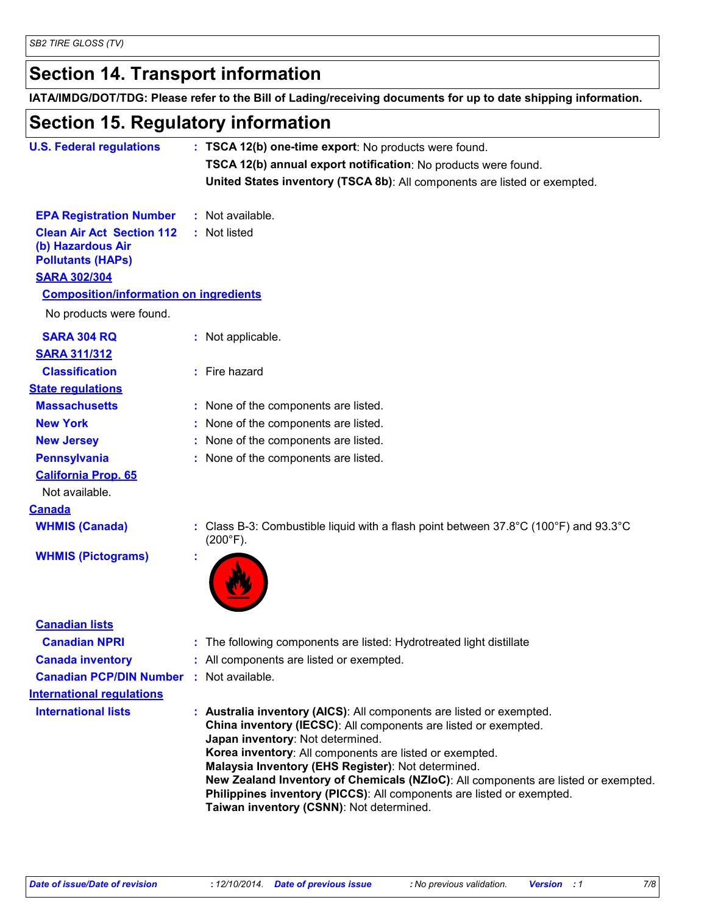## Section 14. Transport information

**IATA/IMDG/DOT/TDG: Please refer to the Bill of Lading/receiving documents for up to date shipping information.**

## Section 15. Regulatory information

**U.S. Federal regulations** : **TSCA 12(b) one-time export**: No products were found.
**TSCA 12(b) annual export notification**: No products were found.
**United States inventory (TSCA 8b)**: All components are listed or exempted.

**EPA Registration Number** : Not available.

**Clean Air Act Section 112 (b) Hazardous Air Pollutants (HAPs)** : Not listed

**SARA 302/304**

**Composition/information on ingredients**

No products were found.

**SARA 304 RQ** : Not applicable.

**SARA 311/312**

**Classification** : Fire hazard

**State regulations**

**Massachusetts** : None of the components are listed.

**New York** : None of the components are listed.

**New Jersey** : None of the components are listed.

**Pennsylvania** : None of the components are listed.

**California Prop. 65**

Not available.

**Canada**

**WHMIS (Canada)** : Class B-3: Combustible liquid with a flash point between 37.8°C (100°F) and 93.3°C (200°F).

**WHMIS (Pictograms)** :

**Canadian lists**

**Canadian NPRI** : The following components are listed: Hydrotreated light distillate

**Canada inventory** : All components are listed or exempted.

**Canadian PCP/DIN Number** : Not available.

**International regulations**

**International lists** : **Australia inventory (AICS)**: All components are listed or exempted.
**China inventory (IECSC)**: All components are listed or exempted.
**Japan inventory**: Not determined.
**Korea inventory**: All components are listed or exempted.
**Malaysia Inventory (EHS Register)**: Not determined.
**New Zealand Inventory of Chemicals (NZIoC)**: All components are listed or exempted.
**Philippines inventory (PICCS)**: All components are listed or exempted.
**Taiwan inventory (CSNN)**: Not determined.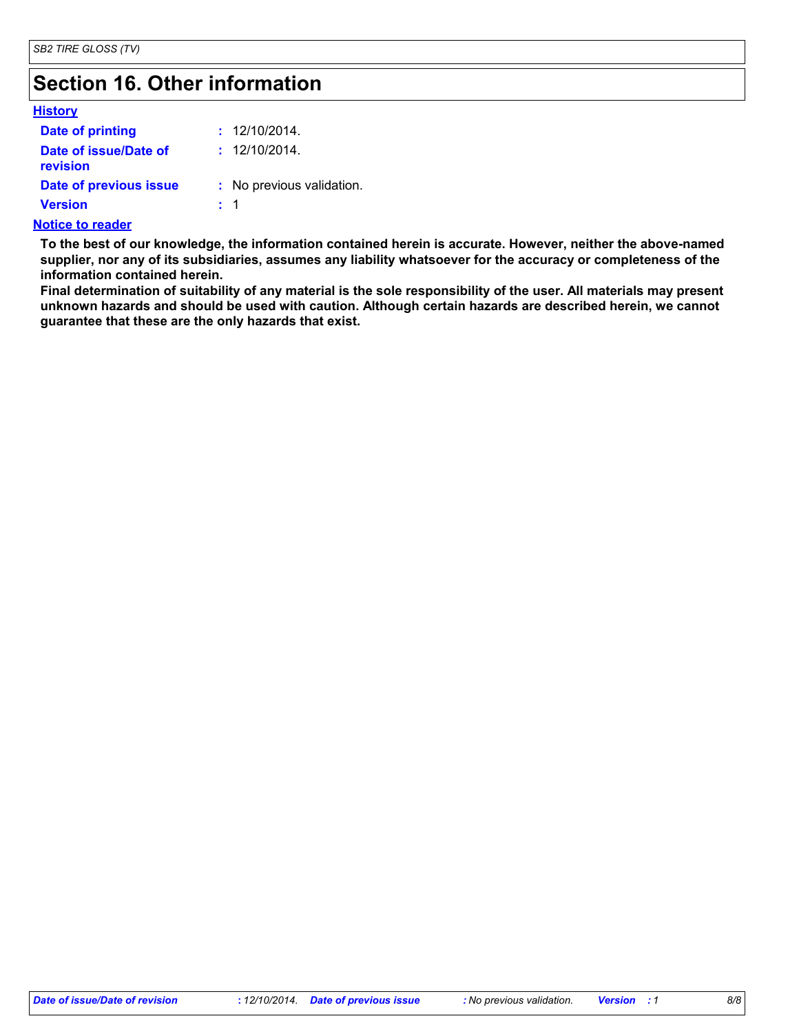# Section 16. Other information

## History

| | | |
|---|---|---|
| **Date of printing** | : | 12/10/2014. |
| **Date of issue/Date of revision** | : | 12/10/2014. |
| **Date of previous issue** | : | No previous validation. |
| **Version** | : | 1 |

## Notice to reader

**To the best of our knowledge, the information contained herein is accurate. However, neither the above-named supplier, nor any of its subsidiaries, assumes any liability whatsoever for the accuracy or completeness of the information contained herein.**

**Final determination of suitability of any material is the sole responsibility of the user. All materials may present unknown hazards and should be used with caution. Although certain hazards are described herein, we cannot guarantee that these are the only hazards that exist.**